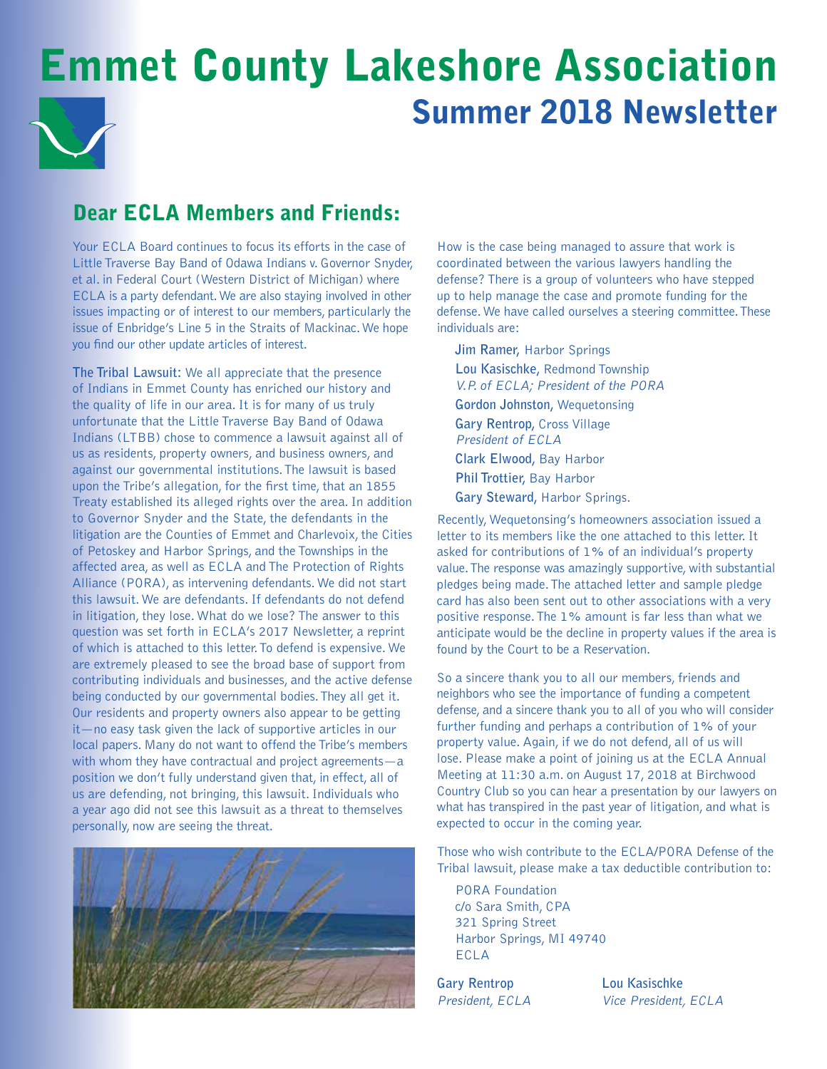# Emmet County Lakeshore Association

## Summer 2018 Newsletter

## Dear ECLA Members and Friends:

Your ECLA Board continues to focus its efforts in the case of Little Traverse Bay Band of Odawa Indians v. Governor Snyder, et al. in Federal Court (Western District of Michigan) where ECLA is a party defendant. We are also staying involved in other issues impacting or of interest to our members, particularly the issue of Enbridge's Line 5 in the Straits of Mackinac. We hope you find our other update articles of interest.

**The Tribal Lawsuit:** We all appreciate that the presence of Indians in Emmet County has enriched our history and the quality of life in our area. It is for many of us truly unfortunate that the Little Traverse Bay Band of Odawa Indians (LTBB) chose to commence a lawsuit against all of us as residents, property owners, and business owners, and against our governmental institutions. The lawsuit is based upon the Tribe's allegation, for the first time, that an 1855 Treaty established its alleged rights over the area. In addition to Governor Snyder and the State, the defendants in the litigation are the Counties of Emmet and Charlevoix, the Cities of Petoskey and Harbor Springs, and the Townships in the affected area, as well as ECLA and The Protection of Rights Alliance (PORA), as intervening defendants. We did not start this lawsuit. We are defendants. If defendants do not defend in litigation, they lose. What do we lose? The answer to this question was set forth in ECLA's 2017 Newsletter, a reprint of which is attached to this letter. To defend is expensive. We are extremely pleased to see the broad base of support from contributing individuals and businesses, and the active defense being conducted by our governmental bodies. They all get it. Our residents and property owners also appear to be getting it—no easy task given the lack of supportive articles in our local papers. Many do not want to offend the Tribe's members with whom they have contractual and project agreements—a position we don't fully understand given that, in effect, all of us are defending, not bringing, this lawsuit. Individuals who a year ago did not see this lawsuit as a threat to themselves personally, now are seeing the threat.

How is the case being managed to assure that work is coordinated between the various lawyers handling the defense? There is a group of volunteers who have stepped up to help manage the case and promote funding for the defense. We have called ourselves a steering committee. These individuals are:

- **Jim Ramer,** Harbor Springs
- **Lou Kasischke,** Redmond Township
  *V.P. of ECLA; President of the PORA*
- **Gordon Johnston,** Wequetonsing
- **Gary Rentrop,** Cross Village
  *President of ECLA*
- **Clark Elwood,** Bay Harbor
- **Phil Trottier,** Bay Harbor
- **Gary Steward,** Harbor Springs.

Recently, Wequetonsing's homeowners association issued a letter to its members like the one attached to this letter. It asked for contributions of 1% of an individual's property value. The response was amazingly supportive, with substantial pledges being made. The attached letter and sample pledge card has also been sent out to other associations with a very positive response. The 1% amount is far less than what we anticipate would be the decline in property values if the area is found by the Court to be a Reservation.

So a sincere thank you to all our members, friends and neighbors who see the importance of funding a competent defense, and a sincere thank you to all of you who will consider further funding and perhaps a contribution of 1% of your property value. Again, if we do not defend, all of us will lose. Please make a point of joining us at the ECLA Annual Meeting at 11:30 a.m. on August 17, 2018 at Birchwood Country Club so you can hear a presentation by our lawyers on what has transpired in the past year of litigation, and what is expected to occur in the coming year.

Those who wish contribute to the ECLA/PORA Defense of the Tribal lawsuit, please make a tax deductible contribution to:

PORA Foundation
c/o Sara Smith, CPA
321 Spring Street
Harbor Springs, MI 49740
ECLA

**Gary Rentrop**
*President, ECLA*

**Lou Kasischke**
*Vice President, ECLA*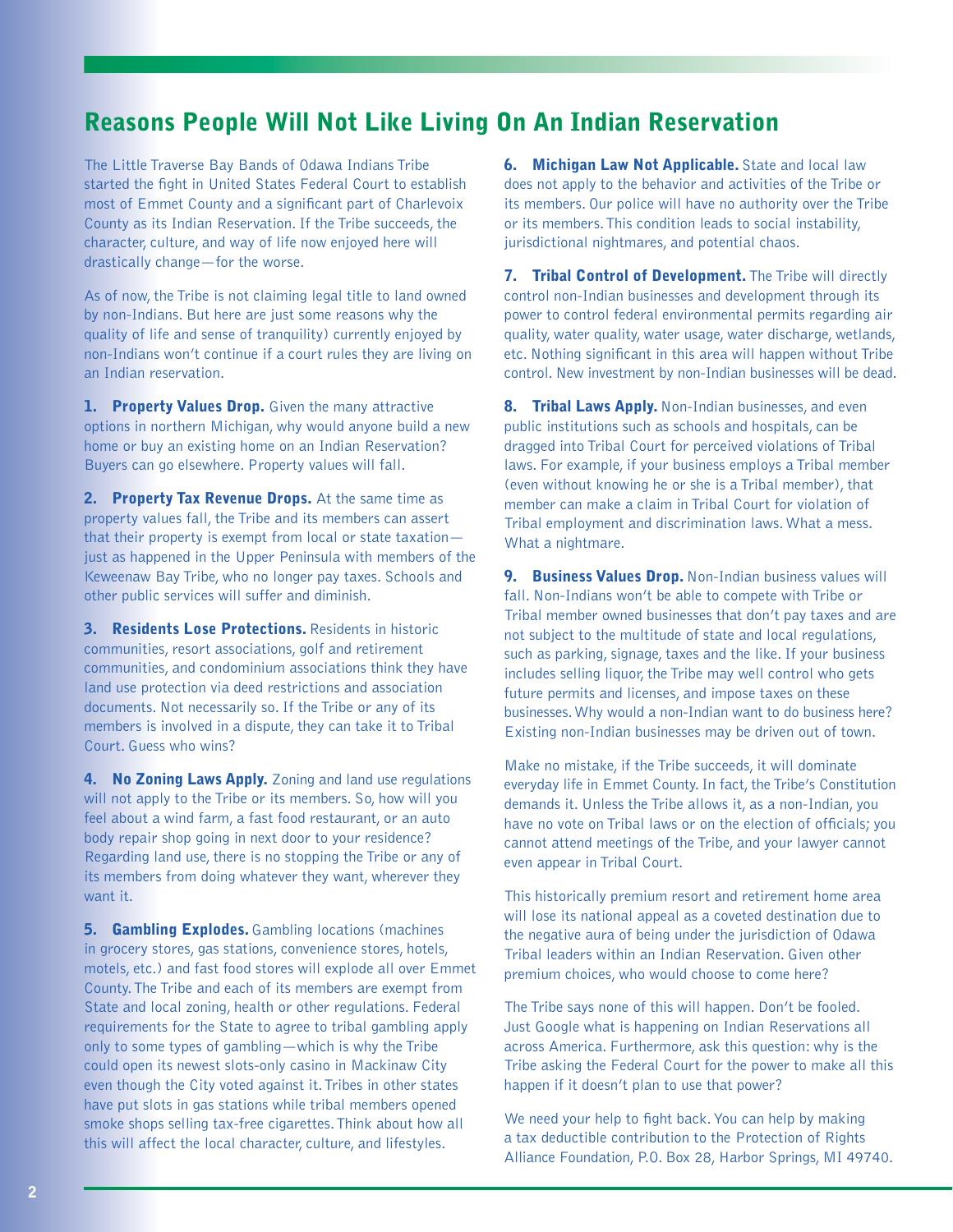## Reasons People Will Not Like Living On An Indian Reservation

The Little Traverse Bay Bands of Odawa Indians Tribe started the fight in United States Federal Court to establish most of Emmet County and a significant part of Charlevoix County as its Indian Reservation. If the Tribe succeeds, the character, culture, and way of life now enjoyed here will drastically change—for the worse.

As of now, the Tribe is not claiming legal title to land owned by non-Indians. But here are just some reasons why the quality of life and sense of tranquility) currently enjoyed by non-Indians won't continue if a court rules they are living on an Indian reservation.

**1. Property Values Drop.** Given the many attractive options in northern Michigan, why would anyone build a new home or buy an existing home on an Indian Reservation? Buyers can go elsewhere. Property values will fall.

**2. Property Tax Revenue Drops.** At the same time as property values fall, the Tribe and its members can assert that their property is exempt from local or state taxation—just as happened in the Upper Peninsula with members of the Keweenaw Bay Tribe, who no longer pay taxes. Schools and other public services will suffer and diminish.

**3. Residents Lose Protections.** Residents in historic communities, resort associations, golf and retirement communities, and condominium associations think they have land use protection via deed restrictions and association documents. Not necessarily so. If the Tribe or any of its members is involved in a dispute, they can take it to Tribal Court. Guess who wins?

**4. No Zoning Laws Apply.** Zoning and land use regulations will not apply to the Tribe or its members. So, how will you feel about a wind farm, a fast food restaurant, or an auto body repair shop going in next door to your residence? Regarding land use, there is no stopping the Tribe or any of its members from doing whatever they want, wherever they want it.

**5. Gambling Explodes.** Gambling locations (machines in grocery stores, gas stations, convenience stores, hotels, motels, etc.) and fast food stores will explode all over Emmet County. The Tribe and each of its members are exempt from State and local zoning, health or other regulations. Federal requirements for the State to agree to tribal gambling apply only to some types of gambling—which is why the Tribe could open its newest slots-only casino in Mackinaw City even though the City voted against it. Tribes in other states have put slots in gas stations while tribal members opened smoke shops selling tax-free cigarettes. Think about how all this will affect the local character, culture, and lifestyles.

**6. Michigan Law Not Applicable.** State and local law does not apply to the behavior and activities of the Tribe or its members. Our police will have no authority over the Tribe or its members. This condition leads to social instability, jurisdictional nightmares, and potential chaos.

**7. Tribal Control of Development.** The Tribe will directly control non-Indian businesses and development through its power to control federal environmental permits regarding air quality, water quality, water usage, water discharge, wetlands, etc. Nothing significant in this area will happen without Tribe control. New investment by non-Indian businesses will be dead.

**8. Tribal Laws Apply.** Non-Indian businesses, and even public institutions such as schools and hospitals, can be dragged into Tribal Court for perceived violations of Tribal laws. For example, if your business employs a Tribal member (even without knowing he or she is a Tribal member), that member can make a claim in Tribal Court for violation of Tribal employment and discrimination laws. What a mess. What a nightmare.

**9. Business Values Drop.** Non-Indian business values will fall. Non-Indians won't be able to compete with Tribe or Tribal member owned businesses that don't pay taxes and are not subject to the multitude of state and local regulations, such as parking, signage, taxes and the like. If your business includes selling liquor, the Tribe may well control who gets future permits and licenses, and impose taxes on these businesses. Why would a non-Indian want to do business here? Existing non-Indian businesses may be driven out of town.

Make no mistake, if the Tribe succeeds, it will dominate everyday life in Emmet County. In fact, the Tribe's Constitution demands it. Unless the Tribe allows it, as a non-Indian, you have no vote on Tribal laws or on the election of officials; you cannot attend meetings of the Tribe, and your lawyer cannot even appear in Tribal Court.

This historically premium resort and retirement home area will lose its national appeal as a coveted destination due to the negative aura of being under the jurisdiction of Odawa Tribal leaders within an Indian Reservation. Given other premium choices, who would choose to come here?

The Tribe says none of this will happen. Don't be fooled. Just Google what is happening on Indian Reservations all across America. Furthermore, ask this question: why is the Tribe asking the Federal Court for the power to make all this happen if it doesn't plan to use that power?

We need your help to fight back. You can help by making a tax deductible contribution to the Protection of Rights Alliance Foundation, P.O. Box 28, Harbor Springs, MI 49740.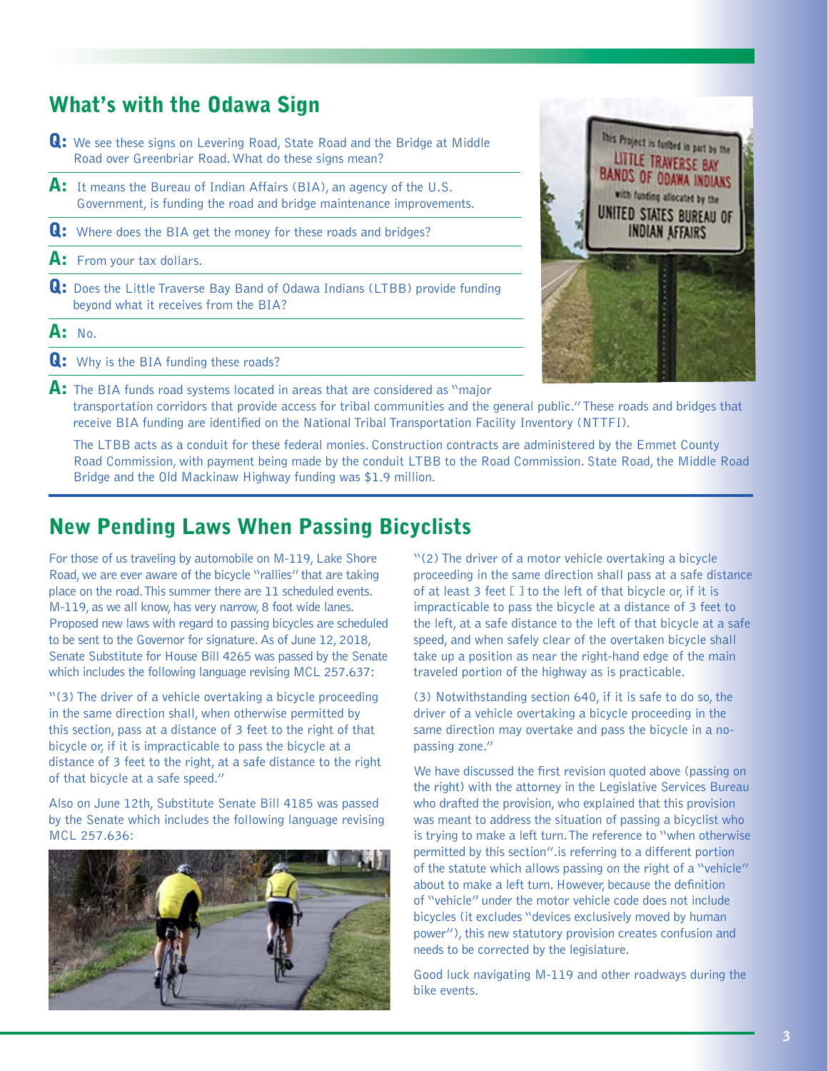## What's with the Odawa Sign

**Q:** We see these signs on Levering Road, State Road and the Bridge at Middle Road over Greenbriar Road. What do these signs mean?

**A:** It means the Bureau of Indian Affairs (BIA), an agency of the U.S. Government, is funding the road and bridge maintenance improvements.

**Q:** Where does the BIA get the money for these roads and bridges?

**A:** From your tax dollars.

**Q:** Does the Little Traverse Bay Band of Odawa Indians (LTBB) provide funding beyond what it receives from the BIA?

**A:** No.

**Q:** Why is the BIA funding these roads?

**A:** The BIA funds road systems located in areas that are considered as "major transportation corridors that provide access for tribal communities and the general public." These roads and bridges that receive BIA funding are identified on the National Tribal Transportation Facility Inventory (NTTFI).

The LTBB acts as a conduit for these federal monies. Construction contracts are administered by the Emmet County Road Commission, with payment being made by the conduit LTBB to the Road Commission. State Road, the Middle Road Bridge and the Old Mackinaw Highway funding was $1.9 million.

## New Pending Laws When Passing Bicyclists

For those of us traveling by automobile on M-119, Lake Shore Road, we are ever aware of the bicycle "rallies" that are taking place on the road. This summer there are 11 scheduled events. M-119, as we all know, has very narrow, 8 foot wide lanes. Proposed new laws with regard to passing bicycles are scheduled to be sent to the Governor for signature. As of June 12, 2018, Senate Substitute for House Bill 4265 was passed by the Senate which includes the following language revising MCL 257.637:

"(3) The driver of a vehicle overtaking a bicycle proceeding in the same direction shall, when otherwise permitted by this section, pass at a distance of 3 feet to the right of that bicycle or, if it is impracticable to pass the bicycle at a distance of 3 feet to the right, at a safe distance to the right of that bicycle at a safe speed."

Also on June 12th, Substitute Senate Bill 4185 was passed by the Senate which includes the following language revising MCL 257.636:

"(2) The driver of a motor vehicle overtaking a bicycle proceeding in the same direction shall pass at a safe distance of at least 3 feet [ ] to the left of that bicycle or, if it is impracticable to pass the bicycle at a distance of 3 feet to the left, at a safe distance to the left of that bicycle at a safe speed, and when safely clear of the overtaken bicycle shall take up a position as near the right-hand edge of the main traveled portion of the highway as is practicable.

(3) Notwithstanding section 640, if it is safe to do so, the driver of a vehicle overtaking a bicycle proceeding in the same direction may overtake and pass the bicycle in a no-passing zone."

We have discussed the first revision quoted above (passing on the right) with the attorney in the Legislative Services Bureau who drafted the provision, who explained that this provision was meant to address the situation of passing a bicyclist who is trying to make a left turn. The reference to "when otherwise permitted by this section".is referring to a different portion of the statute which allows passing on the right of a "vehicle" about to make a left turn. However, because the definition of "vehicle" under the motor vehicle code does not include bicycles (it excludes "devices exclusively moved by human power"), this new statutory provision creates confusion and needs to be corrected by the legislature.

Good luck navigating M-119 and other roadways during the bike events.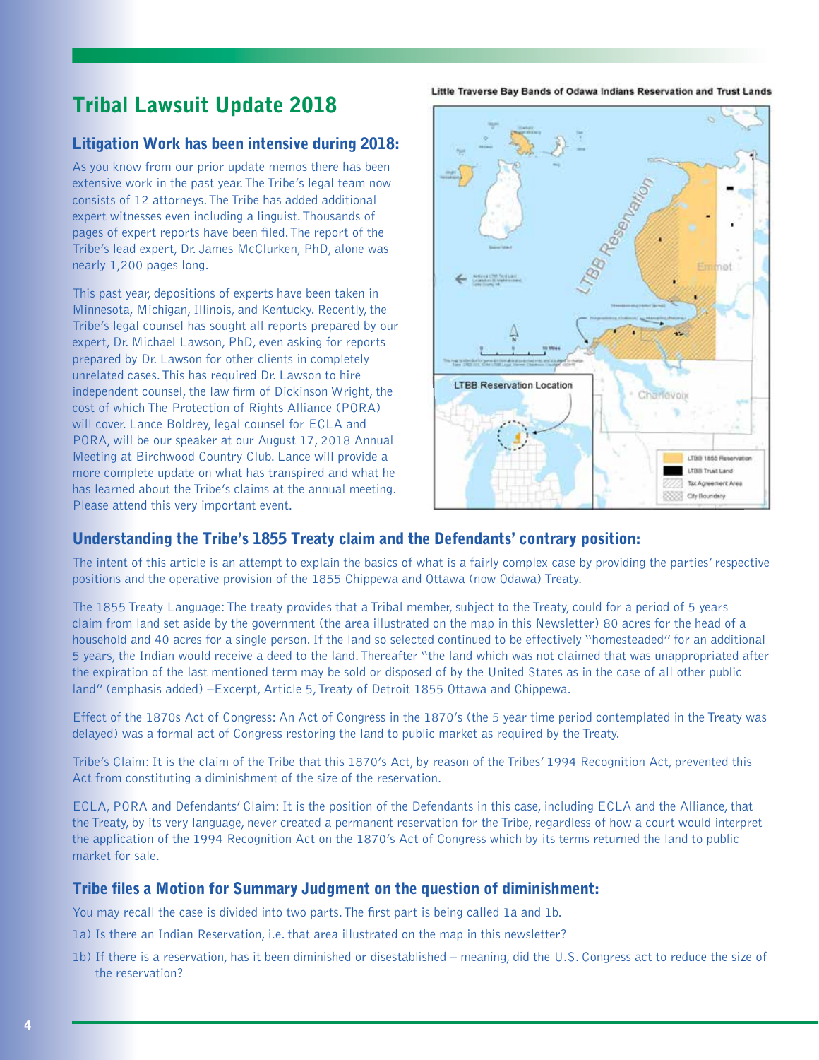# Tribal Lawsuit Update 2018

## Litigation Work has been intensive during 2018:

As you know from our prior update memos there has been extensive work in the past year. The Tribe's legal team now consists of 12 attorneys. The Tribe has added additional expert witnesses even including a linguist. Thousands of pages of expert reports have been filed. The report of the Tribe's lead expert, Dr. James McClurken, PhD, alone was nearly 1,200 pages long.

This past year, depositions of experts have been taken in Minnesota, Michigan, Illinois, and Kentucky. Recently, the Tribe's legal counsel has sought all reports prepared by our expert, Dr. Michael Lawson, PhD, even asking for reports prepared by Dr. Lawson for other clients in completely unrelated cases. This has required Dr. Lawson to hire independent counsel, the law firm of Dickinson Wright, the cost of which The Protection of Rights Alliance (PORA) will cover. Lance Boldrey, legal counsel for ECLA and PORA, will be our speaker at our August 17, 2018 Annual Meeting at Birchwood Country Club. Lance will provide a more complete update on what has transpired and what he has learned about the Tribe's claims at the annual meeting. Please attend this very important event.

**Little Traverse Bay Bands of Odawa Indians Reservation and Trust Lands**

LTBB Reservation Location

LTBB 1855 Reservation | LTBB Trust Land | Tax Agreement Area | City Boundary

## Understanding the Tribe's 1855 Treaty claim and the Defendants' contrary position:

The intent of this article is an attempt to explain the basics of what is a fairly complex case by providing the parties' respective positions and the operative provision of the 1855 Chippewa and Ottawa (now Odawa) Treaty.

The 1855 Treaty Language: The treaty provides that a Tribal member, subject to the Treaty, could for a period of 5 years claim from land set aside by the government (the area illustrated on the map in this Newsletter) 80 acres for the head of a household and 40 acres for a single person. If the land so selected continued to be effectively "homesteaded" for an additional 5 years, the Indian would receive a deed to the land. Thereafter "the land which was not claimed that was unappropriated after the expiration of the last mentioned term may be sold or disposed of by the United States as in the case of all other public land" (emphasis added) –Excerpt, Article 5, Treaty of Detroit 1855 Ottawa and Chippewa.

Effect of the 1870s Act of Congress: An Act of Congress in the 1870's (the 5 year time period contemplated in the Treaty was delayed) was a formal act of Congress restoring the land to public market as required by the Treaty.

Tribe's Claim: It is the claim of the Tribe that this 1870's Act, by reason of the Tribes' 1994 Recognition Act, prevented this Act from constituting a diminishment of the size of the reservation.

ECLA, PORA and Defendants' Claim: It is the position of the Defendants in this case, including ECLA and the Alliance, that the Treaty, by its very language, never created a permanent reservation for the Tribe, regardless of how a court would interpret the application of the 1994 Recognition Act on the 1870's Act of Congress which by its terms returned the land to public market for sale.

## Tribe files a Motion for Summary Judgment on the question of diminishment:

You may recall the case is divided into two parts. The first part is being called 1a and 1b.

1a) Is there an Indian Reservation, i.e. that area illustrated on the map in this newsletter?

1b) If there is a reservation, has it been diminished or disestablished – meaning, did the U.S. Congress act to reduce the size of the reservation?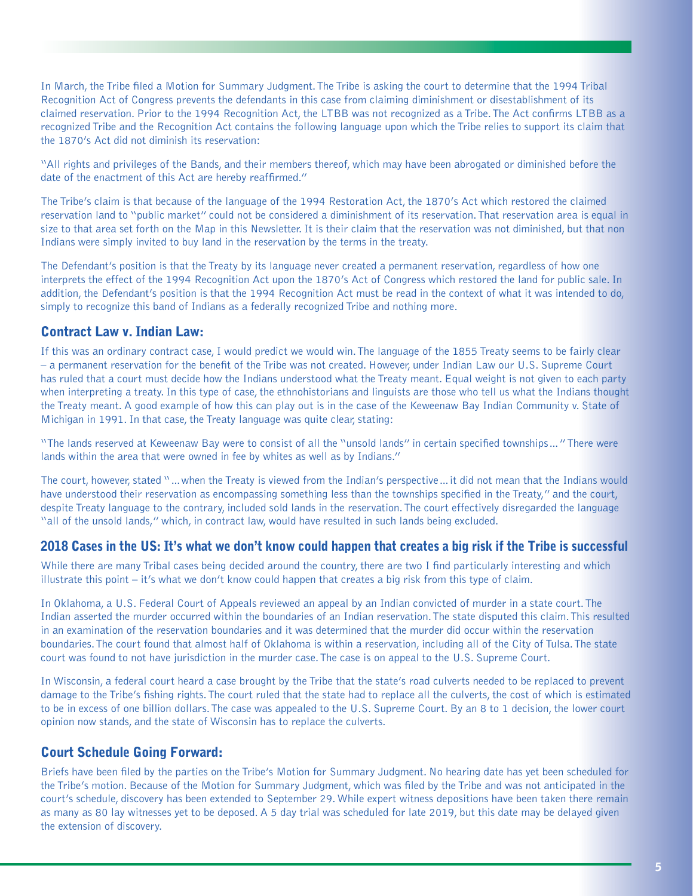In March, the Tribe filed a Motion for Summary Judgment. The Tribe is asking the court to determine that the 1994 Tribal Recognition Act of Congress prevents the defendants in this case from claiming diminishment or disestablishment of its claimed reservation. Prior to the 1994 Recognition Act, the LTBB was not recognized as a Tribe. The Act confirms LTBB as a recognized Tribe and the Recognition Act contains the following language upon which the Tribe relies to support its claim that the 1870's Act did not diminish its reservation:

"All rights and privileges of the Bands, and their members thereof, which may have been abrogated or diminished before the date of the enactment of this Act are hereby reaffirmed."

The Tribe's claim is that because of the language of the 1994 Restoration Act, the 1870's Act which restored the claimed reservation land to "public market" could not be considered a diminishment of its reservation. That reservation area is equal in size to that area set forth on the Map in this Newsletter. It is their claim that the reservation was not diminished, but that non Indians were simply invited to buy land in the reservation by the terms in the treaty.

The Defendant's position is that the Treaty by its language never created a permanent reservation, regardless of how one interprets the effect of the 1994 Recognition Act upon the 1870's Act of Congress which restored the land for public sale. In addition, the Defendant's position is that the 1994 Recognition Act must be read in the context of what it was intended to do, simply to recognize this band of Indians as a federally recognized Tribe and nothing more.

## Contract Law v. Indian Law:

If this was an ordinary contract case, I would predict we would win. The language of the 1855 Treaty seems to be fairly clear – a permanent reservation for the benefit of the Tribe was not created. However, under Indian Law our U.S. Supreme Court has ruled that a court must decide how the Indians understood what the Treaty meant. Equal weight is not given to each party when interpreting a treaty. In this type of case, the ethnohistorians and linguists are those who tell us what the Indians thought the Treaty meant. A good example of how this can play out is in the case of the Keweenaw Bay Indian Community v. State of Michigan in 1991. In that case, the Treaty language was quite clear, stating:

"The lands reserved at Keweenaw Bay were to consist of all the "unsold lands" in certain specified townships…" There were lands within the area that were owned in fee by whites as well as by Indians."

The court, however, stated "…when the Treaty is viewed from the Indian's perspective…it did not mean that the Indians would have understood their reservation as encompassing something less than the townships specified in the Treaty," and the court, despite Treaty language to the contrary, included sold lands in the reservation. The court effectively disregarded the language "all of the unsold lands," which, in contract law, would have resulted in such lands being excluded.

## 2018 Cases in the US: It's what we don't know could happen that creates a big risk if the Tribe is successful

While there are many Tribal cases being decided around the country, there are two I find particularly interesting and which illustrate this point – it's what we don't know could happen that creates a big risk from this type of claim.

In Oklahoma, a U.S. Federal Court of Appeals reviewed an appeal by an Indian convicted of murder in a state court. The Indian asserted the murder occurred within the boundaries of an Indian reservation. The state disputed this claim. This resulted in an examination of the reservation boundaries and it was determined that the murder did occur within the reservation boundaries. The court found that almost half of Oklahoma is within a reservation, including all of the City of Tulsa. The state court was found to not have jurisdiction in the murder case. The case is on appeal to the U.S. Supreme Court.

In Wisconsin, a federal court heard a case brought by the Tribe that the state's road culverts needed to be replaced to prevent damage to the Tribe's fishing rights. The court ruled that the state had to replace all the culverts, the cost of which is estimated to be in excess of one billion dollars. The case was appealed to the U.S. Supreme Court. By an 8 to 1 decision, the lower court opinion now stands, and the state of Wisconsin has to replace the culverts.

## Court Schedule Going Forward:

Briefs have been filed by the parties on the Tribe's Motion for Summary Judgment. No hearing date has yet been scheduled for the Tribe's motion. Because of the Motion for Summary Judgment, which was filed by the Tribe and was not anticipated in the court's schedule, discovery has been extended to September 29. While expert witness depositions have been taken there remain as many as 80 lay witnesses yet to be deposed. A 5 day trial was scheduled for late 2019, but this date may be delayed given the extension of discovery.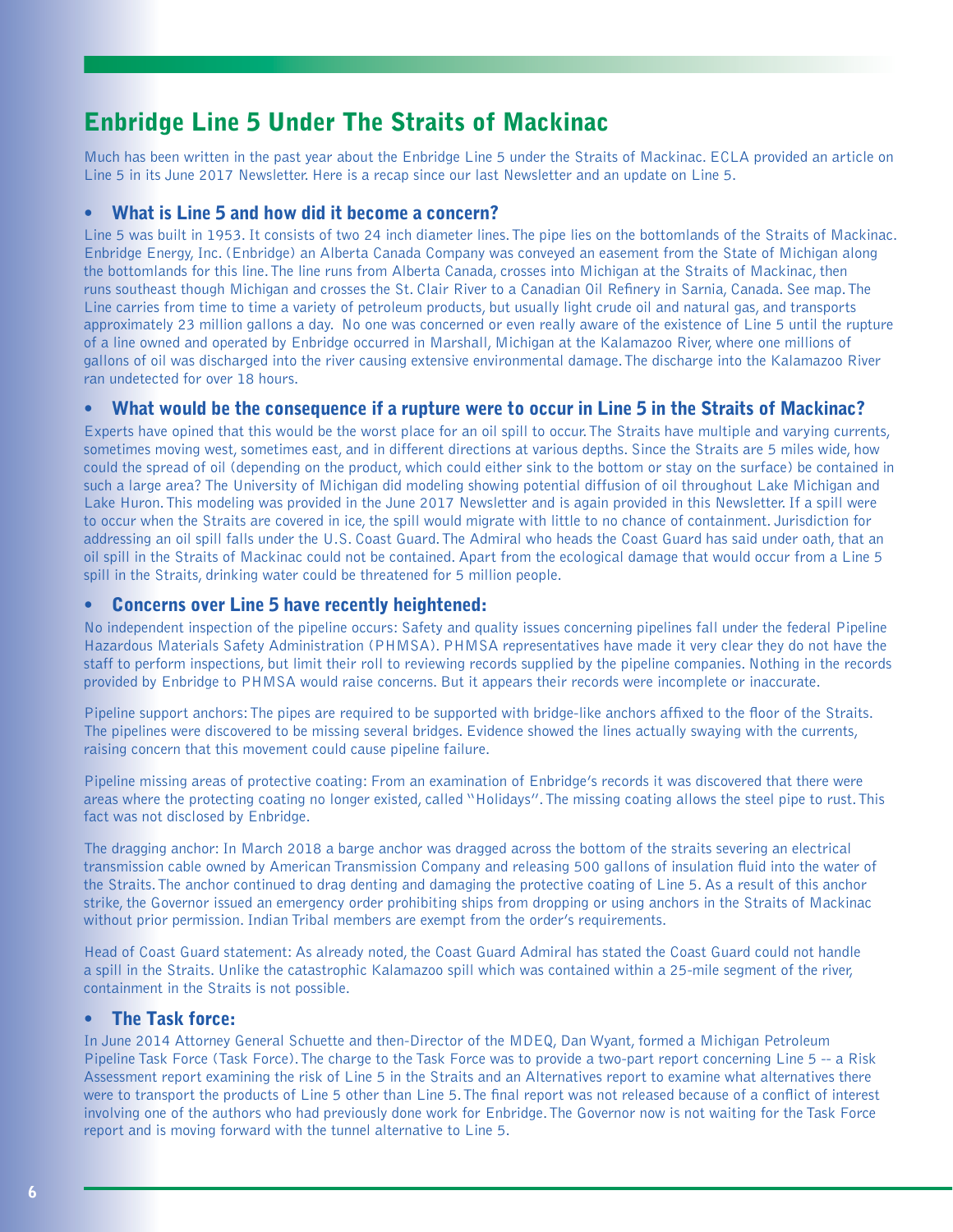# Enbridge Line 5 Under The Straits of Mackinac

Much has been written in the past year about the Enbridge Line 5 under the Straits of Mackinac. ECLA provided an article on Line 5 in its June 2017 Newsletter. Here is a recap since our last Newsletter and an update on Line 5.

## • What is Line 5 and how did it become a concern?

Line 5 was built in 1953. It consists of two 24 inch diameter lines. The pipe lies on the bottomlands of the Straits of Mackinac. Enbridge Energy, Inc. (Enbridge) an Alberta Canada Company was conveyed an easement from the State of Michigan along the bottomlands for this line. The line runs from Alberta Canada, crosses into Michigan at the Straits of Mackinac, then runs southeast though Michigan and crosses the St. Clair River to a Canadian Oil Refinery in Sarnia, Canada. See map. The Line carries from time to time a variety of petroleum products, but usually light crude oil and natural gas, and transports approximately 23 million gallons a day. No one was concerned or even really aware of the existence of Line 5 until the rupture of a line owned and operated by Enbridge occurred in Marshall, Michigan at the Kalamazoo River, where one millions of gallons of oil was discharged into the river causing extensive environmental damage. The discharge into the Kalamazoo River ran undetected for over 18 hours.

## • What would be the consequence if a rupture were to occur in Line 5 in the Straits of Mackinac?

Experts have opined that this would be the worst place for an oil spill to occur. The Straits have multiple and varying currents, sometimes moving west, sometimes east, and in different directions at various depths. Since the Straits are 5 miles wide, how could the spread of oil (depending on the product, which could either sink to the bottom or stay on the surface) be contained in such a large area? The University of Michigan did modeling showing potential diffusion of oil throughout Lake Michigan and Lake Huron. This modeling was provided in the June 2017 Newsletter and is again provided in this Newsletter. If a spill were to occur when the Straits are covered in ice, the spill would migrate with little to no chance of containment. Jurisdiction for addressing an oil spill falls under the U.S. Coast Guard. The Admiral who heads the Coast Guard has said under oath, that an oil spill in the Straits of Mackinac could not be contained. Apart from the ecological damage that would occur from a Line 5 spill in the Straits, drinking water could be threatened for 5 million people.

## • Concerns over Line 5 have recently heightened:

No independent inspection of the pipeline occurs: Safety and quality issues concerning pipelines fall under the federal Pipeline Hazardous Materials Safety Administration (PHMSA). PHMSA representatives have made it very clear they do not have the staff to perform inspections, but limit their roll to reviewing records supplied by the pipeline companies. Nothing in the records provided by Enbridge to PHMSA would raise concerns. But it appears their records were incomplete or inaccurate.

Pipeline support anchors: The pipes are required to be supported with bridge-like anchors affixed to the floor of the Straits. The pipelines were discovered to be missing several bridges. Evidence showed the lines actually swaying with the currents, raising concern that this movement could cause pipeline failure.

Pipeline missing areas of protective coating: From an examination of Enbridge's records it was discovered that there were areas where the protecting coating no longer existed, called "Holidays". The missing coating allows the steel pipe to rust. This fact was not disclosed by Enbridge.

The dragging anchor: In March 2018 a barge anchor was dragged across the bottom of the straits severing an electrical transmission cable owned by American Transmission Company and releasing 500 gallons of insulation fluid into the water of the Straits. The anchor continued to drag denting and damaging the protective coating of Line 5. As a result of this anchor strike, the Governor issued an emergency order prohibiting ships from dropping or using anchors in the Straits of Mackinac without prior permission. Indian Tribal members are exempt from the order's requirements.

Head of Coast Guard statement: As already noted, the Coast Guard Admiral has stated the Coast Guard could not handle a spill in the Straits. Unlike the catastrophic Kalamazoo spill which was contained within a 25-mile segment of the river, containment in the Straits is not possible.

## • The Task force:

In June 2014 Attorney General Schuette and then-Director of the MDEQ, Dan Wyant, formed a Michigan Petroleum Pipeline Task Force (Task Force). The charge to the Task Force was to provide a two-part report concerning Line 5 -- a Risk Assessment report examining the risk of Line 5 in the Straits and an Alternatives report to examine what alternatives there were to transport the products of Line 5 other than Line 5. The final report was not released because of a conflict of interest involving one of the authors who had previously done work for Enbridge. The Governor now is not waiting for the Task Force report and is moving forward with the tunnel alternative to Line 5.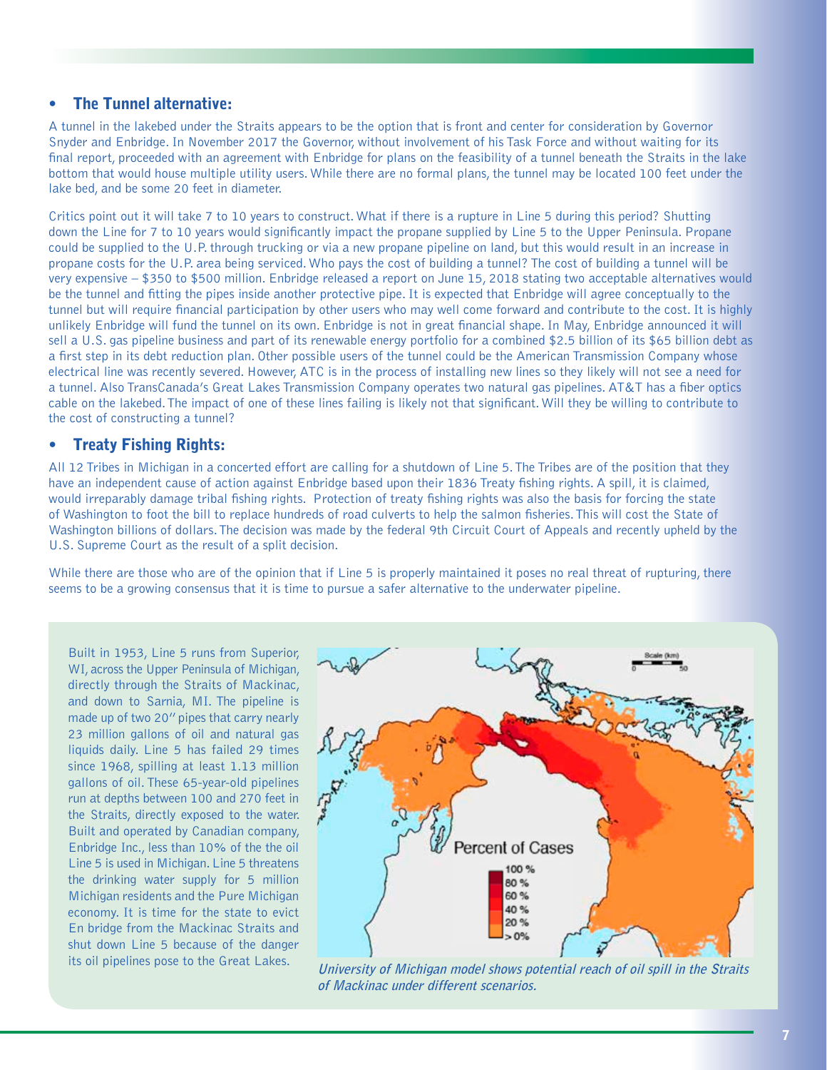- **The Tunnel alternative:**

A tunnel in the lakebed under the Straits appears to be the option that is front and center for consideration by Governor Snyder and Enbridge. In November 2017 the Governor, without involvement of his Task Force and without waiting for its final report, proceeded with an agreement with Enbridge for plans on the feasibility of a tunnel beneath the Straits in the lake bottom that would house multiple utility users. While there are no formal plans, the tunnel may be located 100 feet under the lake bed, and be some 20 feet in diameter.

Critics point out it will take 7 to 10 years to construct. What if there is a rupture in Line 5 during this period? Shutting down the Line for 7 to 10 years would significantly impact the propane supplied by Line 5 to the Upper Peninsula. Propane could be supplied to the U.P. through trucking or via a new propane pipeline on land, but this would result in an increase in propane costs for the U.P. area being serviced. Who pays the cost of building a tunnel? The cost of building a tunnel will be very expensive – $350 to $500 million. Enbridge released a report on June 15, 2018 stating two acceptable alternatives would be the tunnel and fitting the pipes inside another protective pipe. It is expected that Enbridge will agree conceptually to the tunnel but will require financial participation by other users who may well come forward and contribute to the cost. It is highly unlikely Enbridge will fund the tunnel on its own. Enbridge is not in great financial shape. In May, Enbridge announced it will sell a U.S. gas pipeline business and part of its renewable energy portfolio for a combined $2.5 billion of its $65 billion debt as a first step in its debt reduction plan. Other possible users of the tunnel could be the American Transmission Company whose electrical line was recently severed. However, ATC is in the process of installing new lines so they likely will not see a need for a tunnel. Also TransCanada's Great Lakes Transmission Company operates two natural gas pipelines. AT&T has a fiber optics cable on the lakebed. The impact of one of these lines failing is likely not that significant. Will they be willing to contribute to the cost of constructing a tunnel?

- **Treaty Fishing Rights:**

All 12 Tribes in Michigan in a concerted effort are calling for a shutdown of Line 5. The Tribes are of the position that they have an independent cause of action against Enbridge based upon their 1836 Treaty fishing rights. A spill, it is claimed, would irreparably damage tribal fishing rights. Protection of treaty fishing rights was also the basis for forcing the state of Washington to foot the bill to replace hundreds of road culverts to help the salmon fisheries. This will cost the State of Washington billions of dollars. The decision was made by the federal 9th Circuit Court of Appeals and recently upheld by the U.S. Supreme Court as the result of a split decision.

While there are those who are of the opinion that if Line 5 is properly maintained it poses no real threat of rupturing, there seems to be a growing consensus that it is time to pursue a safer alternative to the underwater pipeline.

Built in 1953, Line 5 runs from Superior, WI, across the Upper Peninsula of Michigan, directly through the Straits of Mackinac, and down to Sarnia, MI. The pipeline is made up of two 20″ pipes that carry nearly 23 million gallons of oil and natural gas liquids daily. Line 5 has failed 29 times since 1968, spilling at least 1.13 million gallons of oil. These 65-year-old pipelines run at depths between 100 and 270 feet in the Straits, directly exposed to the water. Built and operated by Canadian company, Enbridge Inc., less than 10% of the the oil Line 5 is used in Michigan. Line 5 threatens the drinking water supply for 5 million Michigan residents and the Pure Michigan economy. It is time for the state to evict En bridge from the Mackinac Straits and shut down Line 5 because of the danger its oil pipelines pose to the Great Lakes.

*University of Michigan model shows potential reach of oil spill in the Straits of Mackinac under different scenarios.*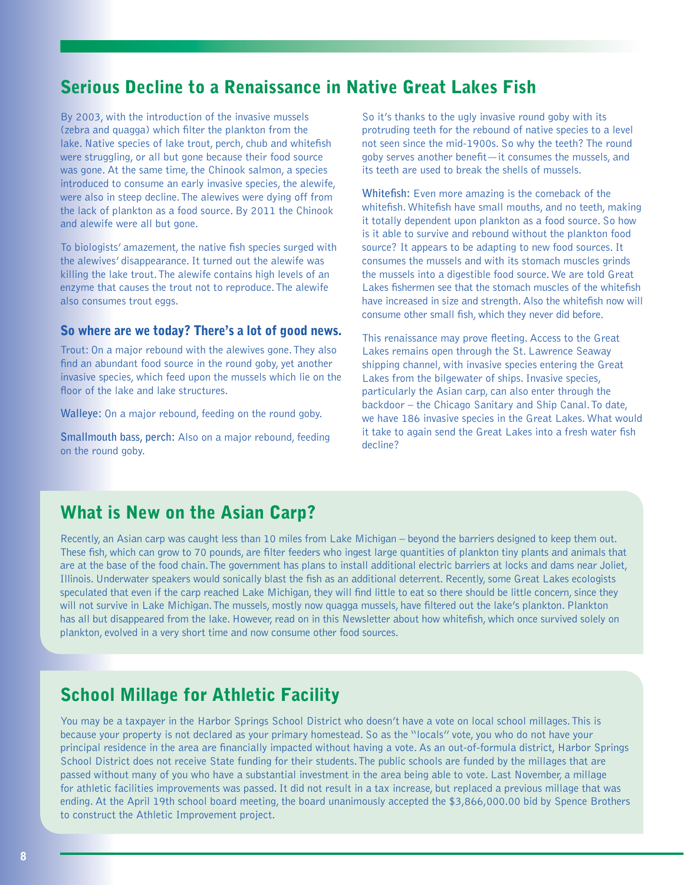## Serious Decline to a Renaissance in Native Great Lakes Fish

By 2003, with the introduction of the invasive mussels (zebra and quagga) which filter the plankton from the lake. Native species of lake trout, perch, chub and whitefish were struggling, or all but gone because their food source was gone. At the same time, the Chinook salmon, a species introduced to consume an early invasive species, the alewife, were also in steep decline. The alewives were dying off from the lack of plankton as a food source. By 2011 the Chinook and alewife were all but gone.

To biologists' amazement, the native fish species surged with the alewives' disappearance. It turned out the alewife was killing the lake trout. The alewife contains high levels of an enzyme that causes the trout not to reproduce. The alewife also consumes trout eggs.

### So where are we today? There's a lot of good news.

Trout: On a major rebound with the alewives gone. They also find an abundant food source in the round goby, yet another invasive species, which feed upon the mussels which lie on the floor of the lake and lake structures.

**Walleye:** On a major rebound, feeding on the round goby.

**Smallmouth bass, perch:** Also on a major rebound, feeding on the round goby.

So it's thanks to the ugly invasive round goby with its protruding teeth for the rebound of native species to a level not seen since the mid-1900s. So why the teeth? The round goby serves another benefit—it consumes the mussels, and its teeth are used to break the shells of mussels.

**Whitefish:** Even more amazing is the comeback of the whitefish. Whitefish have small mouths, and no teeth, making it totally dependent upon plankton as a food source. So how is it able to survive and rebound without the plankton food source? It appears to be adapting to new food sources. It consumes the mussels and with its stomach muscles grinds the mussels into a digestible food source. We are told Great Lakes fishermen see that the stomach muscles of the whitefish have increased in size and strength. Also the whitefish now will consume other small fish, which they never did before.

This renaissance may prove fleeting. Access to the Great Lakes remains open through the St. Lawrence Seaway shipping channel, with invasive species entering the Great Lakes from the bilgewater of ships. Invasive species, particularly the Asian carp, can also enter through the backdoor – the Chicago Sanitary and Ship Canal. To date, we have 186 invasive species in the Great Lakes. What would it take to again send the Great Lakes into a fresh water fish decline?

## What is New on the Asian Carp?

Recently, an Asian carp was caught less than 10 miles from Lake Michigan – beyond the barriers designed to keep them out. These fish, which can grow to 70 pounds, are filter feeders who ingest large quantities of plankton tiny plants and animals that are at the base of the food chain. The government has plans to install additional electric barriers at locks and dams near Joliet, Illinois. Underwater speakers would sonically blast the fish as an additional deterrent. Recently, some Great Lakes ecologists speculated that even if the carp reached Lake Michigan, they will find little to eat so there should be little concern, since they will not survive in Lake Michigan. The mussels, mostly now quagga mussels, have filtered out the lake's plankton. Plankton has all but disappeared from the lake. However, read on in this Newsletter about how whitefish, which once survived solely on plankton, evolved in a very short time and now consume other food sources.

## School Millage for Athletic Facility

You may be a taxpayer in the Harbor Springs School District who doesn't have a vote on local school millages. This is because your property is not declared as your primary homestead. So as the "locals" vote, you who do not have your principal residence in the area are financially impacted without having a vote. As an out-of-formula district, Harbor Springs School District does not receive State funding for their students. The public schools are funded by the millages that are passed without many of you who have a substantial investment in the area being able to vote. Last November, a millage for athletic facilities improvements was passed. It did not result in a tax increase, but replaced a previous millage that was ending. At the April 19th school board meeting, the board unanimously accepted the $3,866,000.00 bid by Spence Brothers to construct the Athletic Improvement project.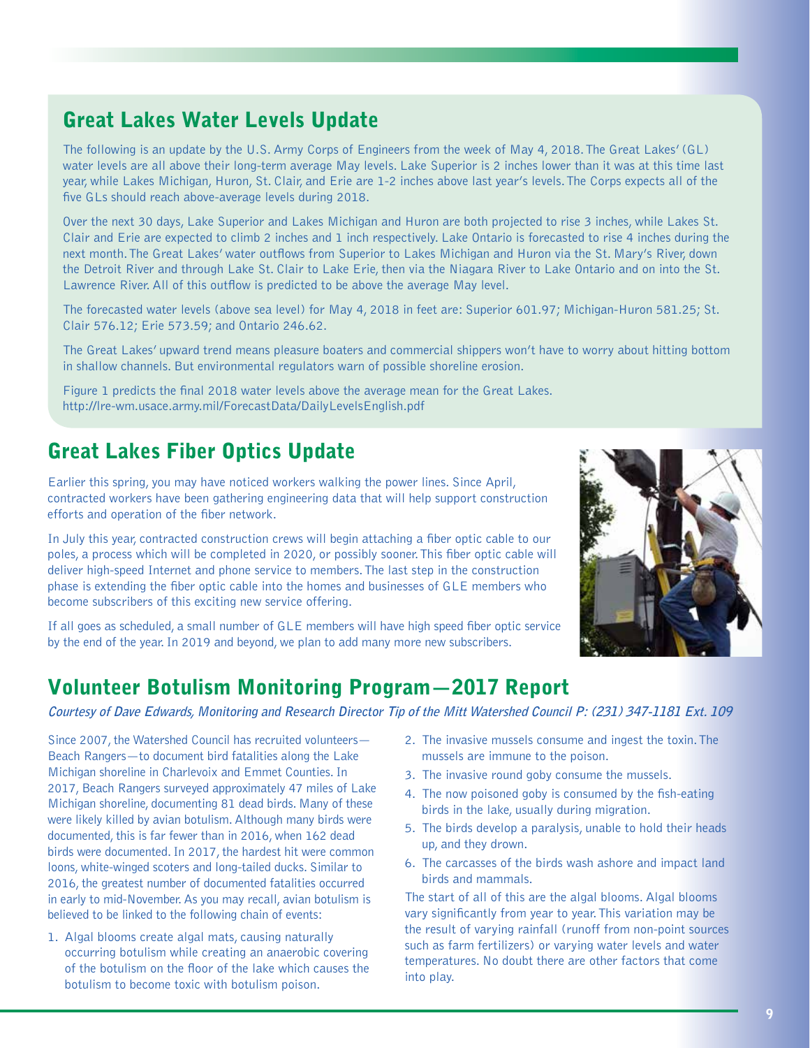## Great Lakes Water Levels Update

The following is an update by the U.S. Army Corps of Engineers from the week of May 4, 2018. The Great Lakes' (GL) water levels are all above their long-term average May levels. Lake Superior is 2 inches lower than it was at this time last year, while Lakes Michigan, Huron, St. Clair, and Erie are 1-2 inches above last year's levels. The Corps expects all of the five GLs should reach above-average levels during 2018.

Over the next 30 days, Lake Superior and Lakes Michigan and Huron are both projected to rise 3 inches, while Lakes St. Clair and Erie are expected to climb 2 inches and 1 inch respectively. Lake Ontario is forecasted to rise 4 inches during the next month. The Great Lakes' water outflows from Superior to Lakes Michigan and Huron via the St. Mary's River, down the Detroit River and through Lake St. Clair to Lake Erie, then via the Niagara River to Lake Ontario and on into the St. Lawrence River. All of this outflow is predicted to be above the average May level.

The forecasted water levels (above sea level) for May 4, 2018 in feet are: Superior 601.97; Michigan-Huron 581.25; St. Clair 576.12; Erie 573.59; and Ontario 246.62.

The Great Lakes' upward trend means pleasure boaters and commercial shippers won't have to worry about hitting bottom in shallow channels. But environmental regulators warn of possible shoreline erosion.

Figure 1 predicts the final 2018 water levels above the average mean for the Great Lakes.
http://lre-wm.usace.army.mil/ForecastData/DailyLevelsEnglish.pdf

## Great Lakes Fiber Optics Update

Earlier this spring, you may have noticed workers walking the power lines. Since April, contracted workers have been gathering engineering data that will help support construction efforts and operation of the fiber network.

In July this year, contracted construction crews will begin attaching a fiber optic cable to our poles, a process which will be completed in 2020, or possibly sooner. This fiber optic cable will deliver high-speed Internet and phone service to members. The last step in the construction phase is extending the fiber optic cable into the homes and businesses of GLE members who become subscribers of this exciting new service offering.

If all goes as scheduled, a small number of GLE members will have high speed fiber optic service by the end of the year. In 2019 and beyond, we plan to add many more new subscribers.

## Volunteer Botulism Monitoring Program—2017 Report

***Courtesy of Dave Edwards, Monitoring and Research Director Tip of the Mitt Watershed Council P: (231) 347-1181 Ext. 109***

Since 2007, the Watershed Council has recruited volunteers—Beach Rangers—to document bird fatalities along the Lake Michigan shoreline in Charlevoix and Emmet Counties. In 2017, Beach Rangers surveyed approximately 47 miles of Lake Michigan shoreline, documenting 81 dead birds. Many of these were likely killed by avian botulism. Although many birds were documented, this is far fewer than in 2016, when 162 dead birds were documented. In 2017, the hardest hit were common loons, white-winged scoters and long-tailed ducks. Similar to 2016, the greatest number of documented fatalities occurred in early to mid-November. As you may recall, avian botulism is believed to be linked to the following chain of events:

1. Algal blooms create algal mats, causing naturally occurring botulism while creating an anaerobic covering of the botulism on the floor of the lake which causes the botulism to become toxic with botulism poison.
2. The invasive mussels consume and ingest the toxin. The mussels are immune to the poison.
3. The invasive round goby consume the mussels.
4. The now poisoned goby is consumed by the fish-eating birds in the lake, usually during migration.
5. The birds develop a paralysis, unable to hold their heads up, and they drown.
6. The carcasses of the birds wash ashore and impact land birds and mammals.

The start of all of this are the algal blooms. Algal blooms vary significantly from year to year. This variation may be the result of varying rainfall (runoff from non-point sources such as farm fertilizers) or varying water levels and water temperatures. No doubt there are other factors that come into play.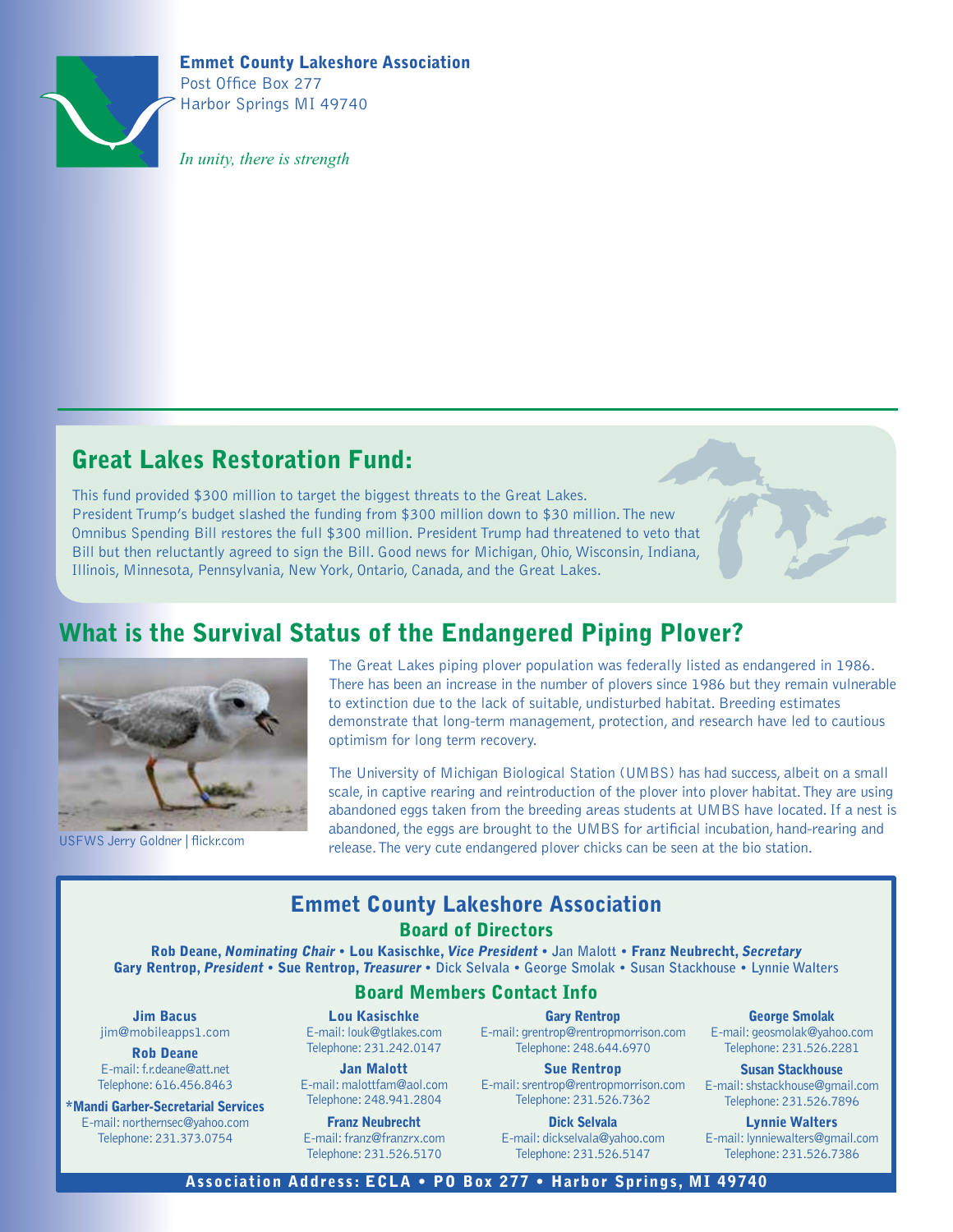**Emmet County Lakeshore Association**
Post Office Box 277
Harbor Springs MI 49740

*In unity, there is strength*

## Great Lakes Restoration Fund:

This fund provided $300 million to target the biggest threats to the Great Lakes. President Trump's budget slashed the funding from $300 million down to $30 million. The new Omnibus Spending Bill restores the full $300 million. President Trump had threatened to veto that Bill but then reluctantly agreed to sign the Bill. Good news for Michigan, Ohio, Wisconsin, Indiana, Illinois, Minnesota, Pennsylvania, New York, Ontario, Canada, and the Great Lakes.

## What is the Survival Status of the Endangered Piping Plover?

USFWS Jerry Goldner | flickr.com

The Great Lakes piping plover population was federally listed as endangered in 1986. There has been an increase in the number of plovers since 1986 but they remain vulnerable to extinction due to the lack of suitable, undisturbed habitat. Breeding estimates demonstrate that long-term management, protection, and research have led to cautious optimism for long term recovery.

The University of Michigan Biological Station (UMBS) has had success, albeit on a small scale, in captive rearing and reintroduction of the plover into plover habitat. They are using abandoned eggs taken from the breeding areas students at UMBS have located. If a nest is abandoned, the eggs are brought to the UMBS for artificial incubation, hand-rearing and release. The very cute endangered plover chicks can be seen at the bio station.

## Emmet County Lakeshore Association

### Board of Directors

**Rob Deane, *Nominating Chair*** • **Lou Kasischke, *Vice President*** • Jan Malott • **Franz Neubrecht, *Secretary***
**Gary Rentrop, *President*** • **Sue Rentrop, *Treasurer*** • Dick Selvala • George Smolak • Susan Stackhouse • Lynnie Walters

### Board Members Contact Info

**Jim Bacus**
jim@mobileapps1.com

**Rob Deane**
E-mail: f.r.deane@att.net
Telephone: 616.456.8463

**\*Mandi Garber-Secretarial Services**
E-mail: northernsec@yahoo.com
Telephone: 231.373.0754

**Lou Kasischke**
E-mail: louk@gtlakes.com
Telephone: 231.242.0147

**Jan Malott**
E-mail: malottfam@aol.com
Telephone: 248.941.2804

**Franz Neubrecht**
E-mail: franz@franzrx.com
Telephone: 231.526.5170

**Gary Rentrop**
E-mail: grentrop@rentropmorrison.com
Telephone: 248.644.6970

**Sue Rentrop**
E-mail: srentrop@rentropmorrison.com
Telephone: 231.526.7362

**Dick Selvala**
E-mail: dickselvala@yahoo.com
Telephone: 231.526.5147

**George Smolak**
E-mail: geosmolak@yahoo.com
Telephone: 231.526.2281

**Susan Stackhouse**
E-mail: shstackhouse@gmail.com
Telephone: 231.526.7896

**Lynnie Walters**
E-mail: lynniewalters@gmail.com
Telephone: 231.526.7386

**Association Address: ECLA • PO Box 277 • Harbor Springs, MI 49740**